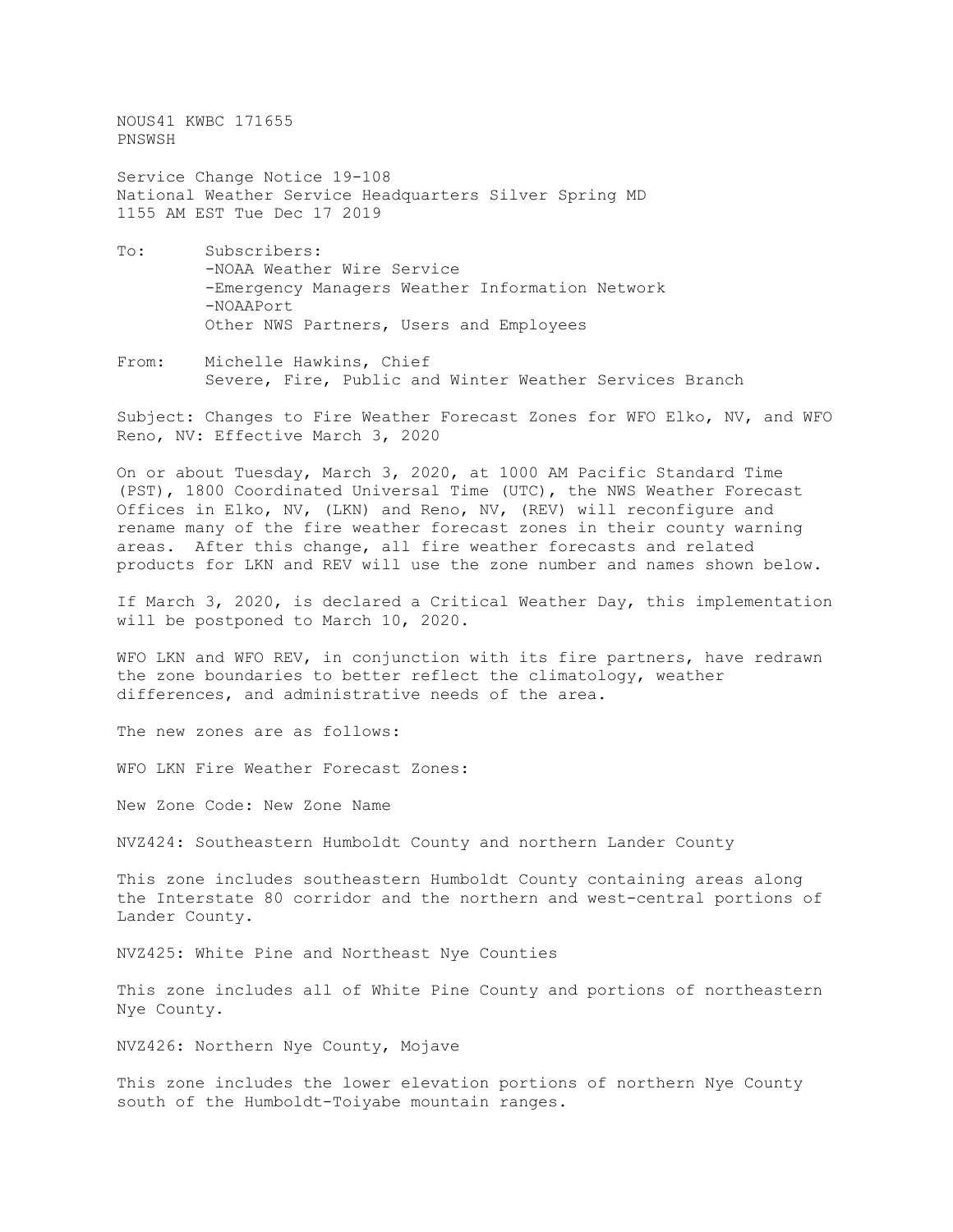NOUS41 KWBC 171655
PNSWSH

Service Change Notice 19-108
National Weather Service Headquarters Silver Spring MD
1155 AM EST Tue Dec 17 2019

To: Subscribers:
- -NOAA Weather Wire Service
- -Emergency Managers Weather Information Network
- -NOAAPort

Other NWS Partners, Users and Employees

From: Michelle Hawkins, Chief
Severe, Fire, Public and Winter Weather Services Branch

Subject: Changes to Fire Weather Forecast Zones for WFO Elko, NV, and WFO Reno, NV: Effective March 3, 2020

On or about Tuesday, March 3, 2020, at 1000 AM Pacific Standard Time (PST), 1800 Coordinated Universal Time (UTC), the NWS Weather Forecast Offices in Elko, NV, (LKN) and Reno, NV, (REV) will reconfigure and rename many of the fire weather forecast zones in their county warning areas. After this change, all fire weather forecasts and related products for LKN and REV will use the zone number and names shown below.

If March 3, 2020, is declared a Critical Weather Day, this implementation will be postponed to March 10, 2020.

WFO LKN and WFO REV, in conjunction with its fire partners, have redrawn the zone boundaries to better reflect the climatology, weather differences, and administrative needs of the area.

The new zones are as follows:

WFO LKN Fire Weather Forecast Zones:

New Zone Code: New Zone Name

NVZ424: Southeastern Humboldt County and northern Lander County

This zone includes southeastern Humboldt County containing areas along the Interstate 80 corridor and the northern and west-central portions of Lander County.

NVZ425: White Pine and Northeast Nye Counties

This zone includes all of White Pine County and portions of northeastern Nye County.

NVZ426: Northern Nye County, Mojave

This zone includes the lower elevation portions of northern Nye County south of the Humboldt-Toiyabe mountain ranges.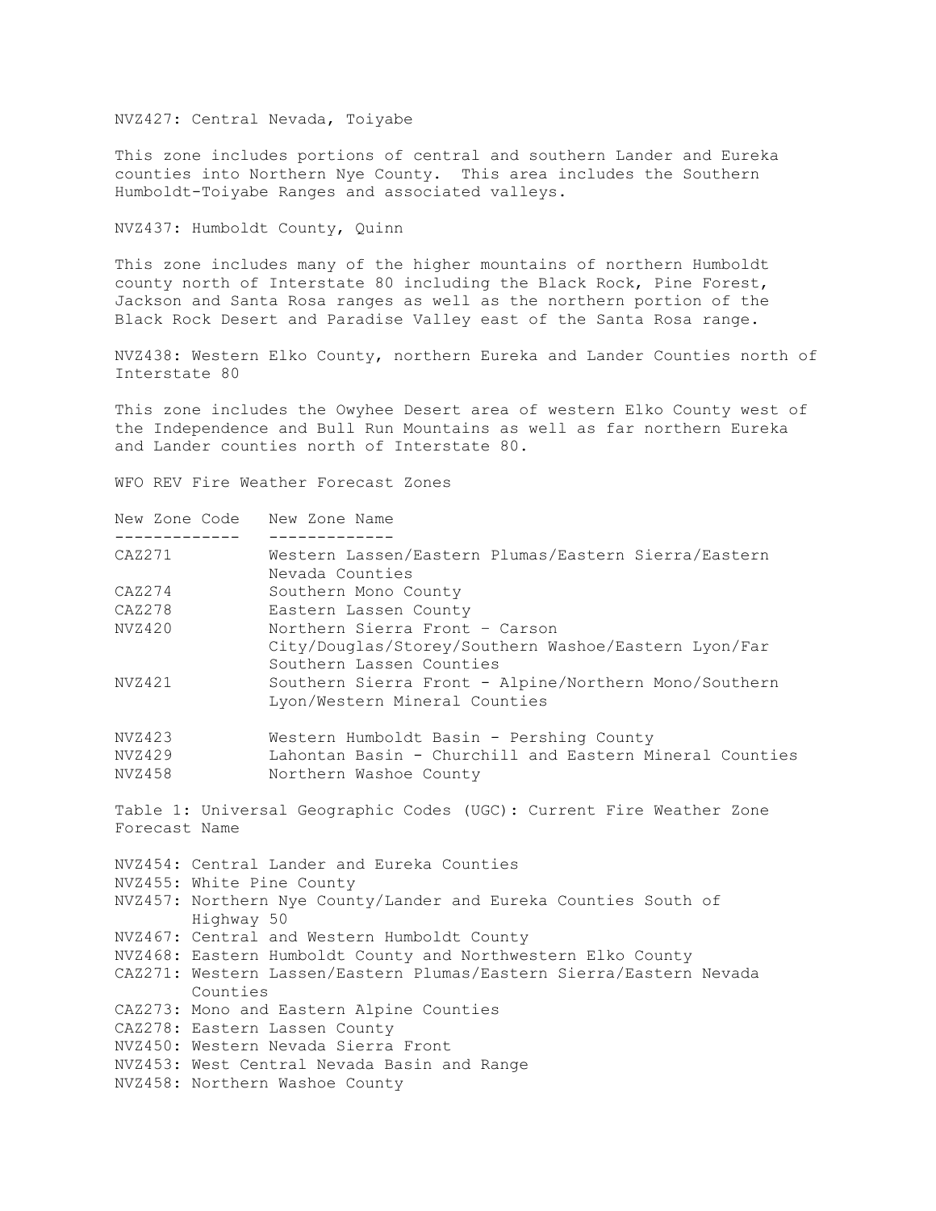NVZ427: Central Nevada, Toiyabe

This zone includes portions of central and southern Lander and Eureka counties into Northern Nye County. This area includes the Southern Humboldt-Toiyabe Ranges and associated valleys.

NVZ437: Humboldt County, Quinn

This zone includes many of the higher mountains of northern Humboldt county north of Interstate 80 including the Black Rock, Pine Forest, Jackson and Santa Rosa ranges as well as the northern portion of the Black Rock Desert and Paradise Valley east of the Santa Rosa range.

NVZ438: Western Elko County, northern Eureka and Lander Counties north of Interstate 80

This zone includes the Owyhee Desert area of western Elko County west of the Independence and Bull Run Mountains as well as far northern Eureka and Lander counties north of Interstate 80.

WFO REV Fire Weather Forecast Zones

| New Zone Code | New Zone Name |
| --- | --- |
| CAZ271 | Western Lassen/Eastern Plumas/Eastern Sierra/Eastern Nevada Counties |
| CAZ274 | Southern Mono County |
| CAZ278 | Eastern Lassen County |
| NVZ420 | Northern Sierra Front – Carson City/Douglas/Storey/Southern Washoe/Eastern Lyon/Far Southern Lassen Counties |
| NVZ421 | Southern Sierra Front - Alpine/Northern Mono/Southern Lyon/Western Mineral Counties |
| NVZ423 | Western Humboldt Basin - Pershing County |
| NVZ429 | Lahontan Basin - Churchill and Eastern Mineral Counties |
| NVZ458 | Northern Washoe County |

Table 1: Universal Geographic Codes (UGC): Current Fire Weather Zone Forecast Name

NVZ454: Central Lander and Eureka Counties
NVZ455: White Pine County
NVZ457: Northern Nye County/Lander and Eureka Counties South of Highway 50
NVZ467: Central and Western Humboldt County
NVZ468: Eastern Humboldt County and Northwestern Elko County
CAZ271: Western Lassen/Eastern Plumas/Eastern Sierra/Eastern Nevada Counties
CAZ273: Mono and Eastern Alpine Counties
CAZ278: Eastern Lassen County
NVZ450: Western Nevada Sierra Front
NVZ453: West Central Nevada Basin and Range
NVZ458: Northern Washoe County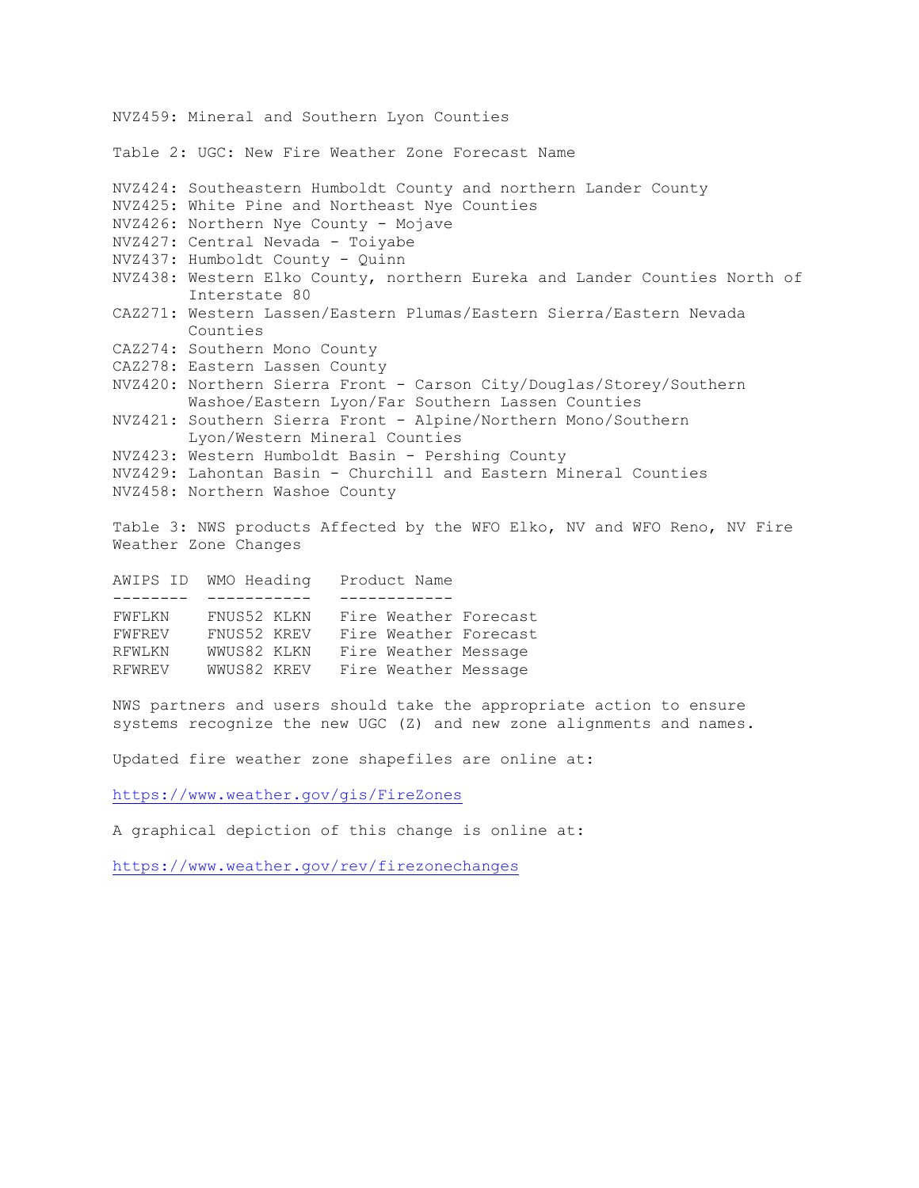NVZ459: Mineral and Southern Lyon Counties

Table 2: UGC: New Fire Weather Zone Forecast Name

NVZ424: Southeastern Humboldt County and northern Lander County
NVZ425: White Pine and Northeast Nye Counties
NVZ426: Northern Nye County - Mojave
NVZ427: Central Nevada - Toiyabe
NVZ437: Humboldt County - Quinn
NVZ438: Western Elko County, northern Eureka and Lander Counties North of Interstate 80
CAZ271: Western Lassen/Eastern Plumas/Eastern Sierra/Eastern Nevada Counties
CAZ274: Southern Mono County
CAZ278: Eastern Lassen County
NVZ420: Northern Sierra Front - Carson City/Douglas/Storey/Southern Washoe/Eastern Lyon/Far Southern Lassen Counties
NVZ421: Southern Sierra Front - Alpine/Northern Mono/Southern Lyon/Western Mineral Counties
NVZ423: Western Humboldt Basin - Pershing County
NVZ429: Lahontan Basin - Churchill and Eastern Mineral Counties
NVZ458: Northern Washoe County

Table 3: NWS products Affected by the WFO Elko, NV and WFO Reno, NV Fire Weather Zone Changes

| AWIPS ID | WMO Heading | Product Name |
|---|---|---|
| FWFLKN | FNUS52 KLKN | Fire Weather Forecast |
| FWFREV | FNUS52 KREV | Fire Weather Forecast |
| RFWLKN | WWUS82 KLKN | Fire Weather Message |
| RFWREV | WWUS82 KREV | Fire Weather Message |

NWS partners and users should take the appropriate action to ensure systems recognize the new UGC (Z) and new zone alignments and names.

Updated fire weather zone shapefiles are online at:

https://www.weather.gov/gis/FireZones

A graphical depiction of this change is online at:

https://www.weather.gov/rev/firezonechanges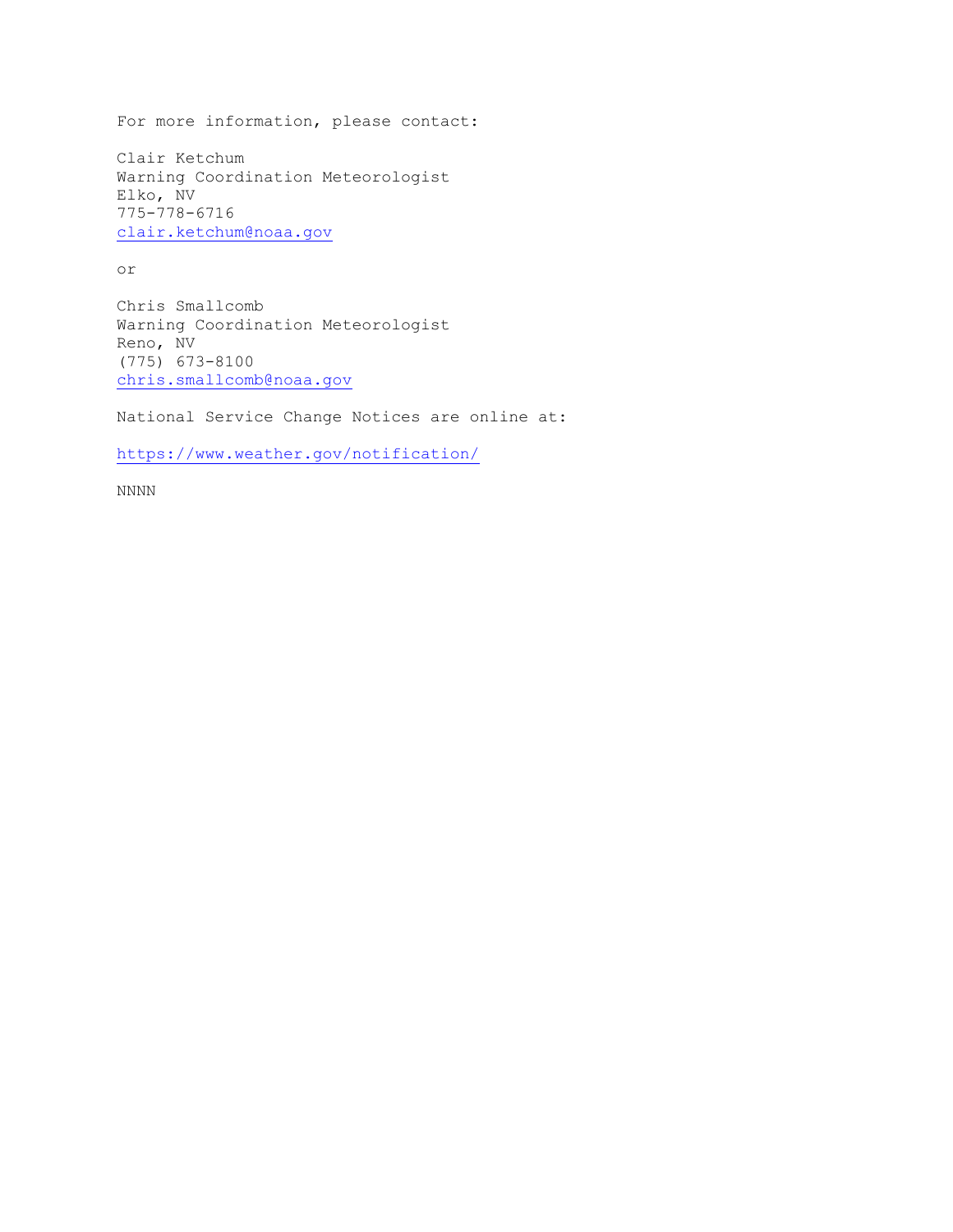For more information, please contact:

Clair Ketchum  
Warning Coordination Meteorologist  
Elko, NV  
775-778-6716  
clair.ketchum@noaa.gov

or

Chris Smallcomb  
Warning Coordination Meteorologist  
Reno, NV  
(775) 673-8100  
chris.smallcomb@noaa.gov

National Service Change Notices are online at:

https://www.weather.gov/notification/

NNNN